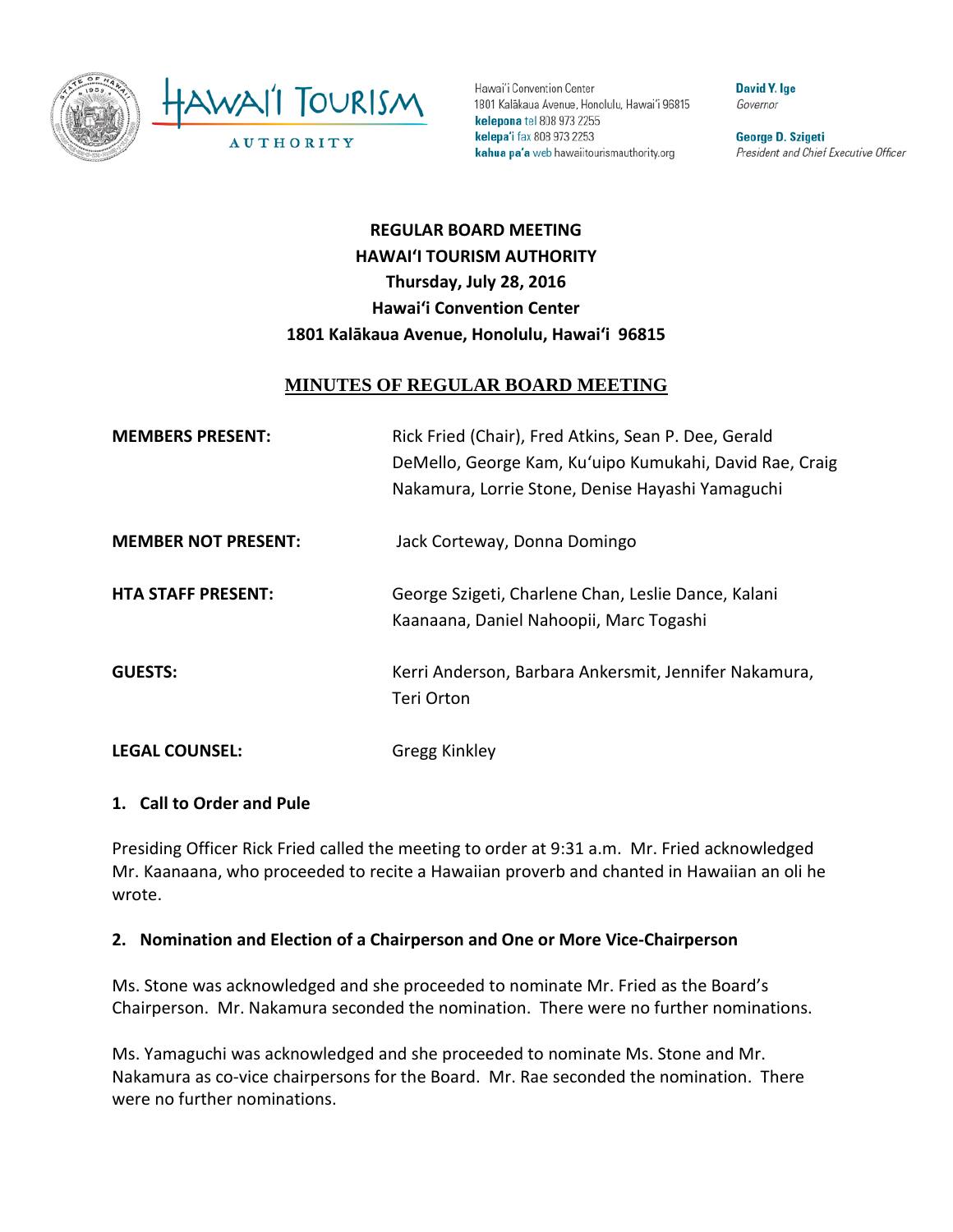Hawai'i Convention Center
1801 Kalākaua Avenue, Honolulu, Hawai'i 96815
**kelepona** tel 808 973 2255
**kelepa'i** fax 808 973 2253
**kahua pa'a** web hawaiitourismauthority.org

**David Y. Ige**
*Governor*

**George D. Szigeti**
*President and Chief Executive Officer*

**REGULAR BOARD MEETING**
**HAWAIʻI TOURISM AUTHORITY**
**Thursday, July 28, 2016**
**Hawaiʻi Convention Center**
**1801 Kalākaua Avenue, Honolulu, Hawaiʻi 96815**

# MINUTES OF REGULAR BOARD MEETING

**MEMBERS PRESENT:** Rick Fried (Chair), Fred Atkins, Sean P. Dee, Gerald DeMello, George Kam, Kuʻuipo Kumukahi, David Rae, Craig Nakamura, Lorrie Stone, Denise Hayashi Yamaguchi

**MEMBER NOT PRESENT:** Jack Corteway, Donna Domingo

**HTA STAFF PRESENT:** George Szigeti, Charlene Chan, Leslie Dance, Kalani Kaanaana, Daniel Nahoopii, Marc Togashi

**GUESTS:** Kerri Anderson, Barbara Ankersmit, Jennifer Nakamura, Teri Orton

**LEGAL COUNSEL:** Gregg Kinkley

## 1. Call to Order and Pule

Presiding Officer Rick Fried called the meeting to order at 9:31 a.m. Mr. Fried acknowledged Mr. Kaanaana, who proceeded to recite a Hawaiian proverb and chanted in Hawaiian an oli he wrote.

## 2. Nomination and Election of a Chairperson and One or More Vice-Chairperson

Ms. Stone was acknowledged and she proceeded to nominate Mr. Fried as the Board's Chairperson. Mr. Nakamura seconded the nomination. There were no further nominations.

Ms. Yamaguchi was acknowledged and she proceeded to nominate Ms. Stone and Mr. Nakamura as co-vice chairpersons for the Board. Mr. Rae seconded the nomination. There were no further nominations.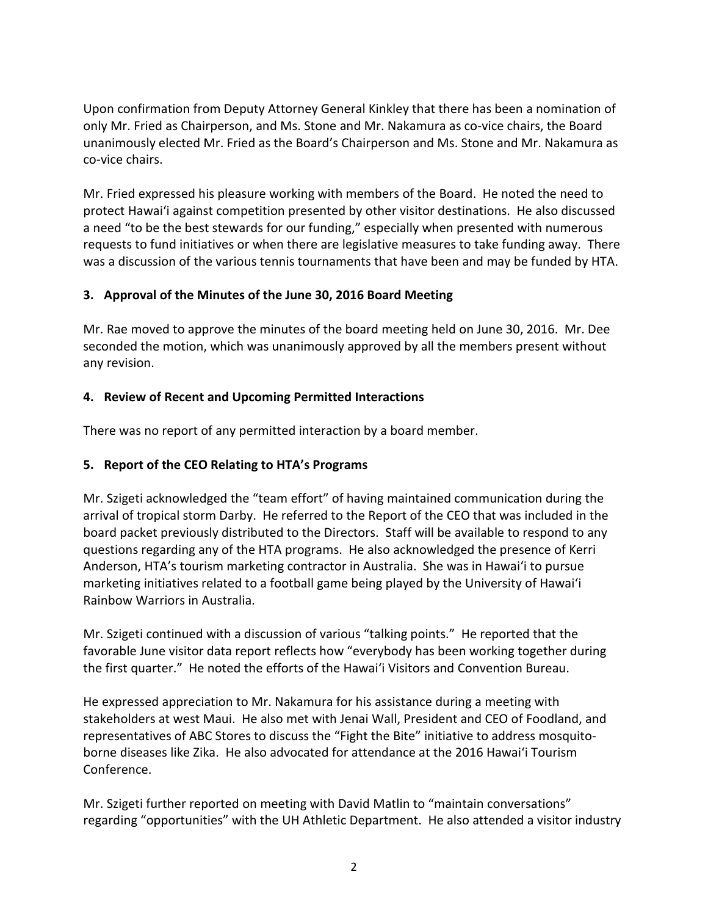Upon confirmation from Deputy Attorney General Kinkley that there has been a nomination of only Mr. Fried as Chairperson, and Ms. Stone and Mr. Nakamura as co-vice chairs, the Board unanimously elected Mr. Fried as the Board's Chairperson and Ms. Stone and Mr. Nakamura as co-vice chairs.

Mr. Fried expressed his pleasure working with members of the Board. He noted the need to protect Hawaiʻi against competition presented by other visitor destinations. He also discussed a need "to be the best stewards for our funding," especially when presented with numerous requests to fund initiatives or when there are legislative measures to take funding away. There was a discussion of the various tennis tournaments that have been and may be funded by HTA.

### 3. Approval of the Minutes of the June 30, 2016 Board Meeting

Mr. Rae moved to approve the minutes of the board meeting held on June 30, 2016. Mr. Dee seconded the motion, which was unanimously approved by all the members present without any revision.

### 4. Review of Recent and Upcoming Permitted Interactions

There was no report of any permitted interaction by a board member.

### 5. Report of the CEO Relating to HTA's Programs

Mr. Szigeti acknowledged the "team effort" of having maintained communication during the arrival of tropical storm Darby. He referred to the Report of the CEO that was included in the board packet previously distributed to the Directors. Staff will be available to respond to any questions regarding any of the HTA programs. He also acknowledged the presence of Kerri Anderson, HTA's tourism marketing contractor in Australia. She was in Hawaiʻi to pursue marketing initiatives related to a football game being played by the University of Hawaiʻi Rainbow Warriors in Australia.

Mr. Szigeti continued with a discussion of various "talking points." He reported that the favorable June visitor data report reflects how "everybody has been working together during the first quarter." He noted the efforts of the Hawaiʻi Visitors and Convention Bureau.

He expressed appreciation to Mr. Nakamura for his assistance during a meeting with stakeholders at west Maui. He also met with Jenai Wall, President and CEO of Foodland, and representatives of ABC Stores to discuss the "Fight the Bite" initiative to address mosquito-borne diseases like Zika. He also advocated for attendance at the 2016 Hawaiʻi Tourism Conference.

Mr. Szigeti further reported on meeting with David Matlin to "maintain conversations" regarding "opportunities" with the UH Athletic Department. He also attended a visitor industry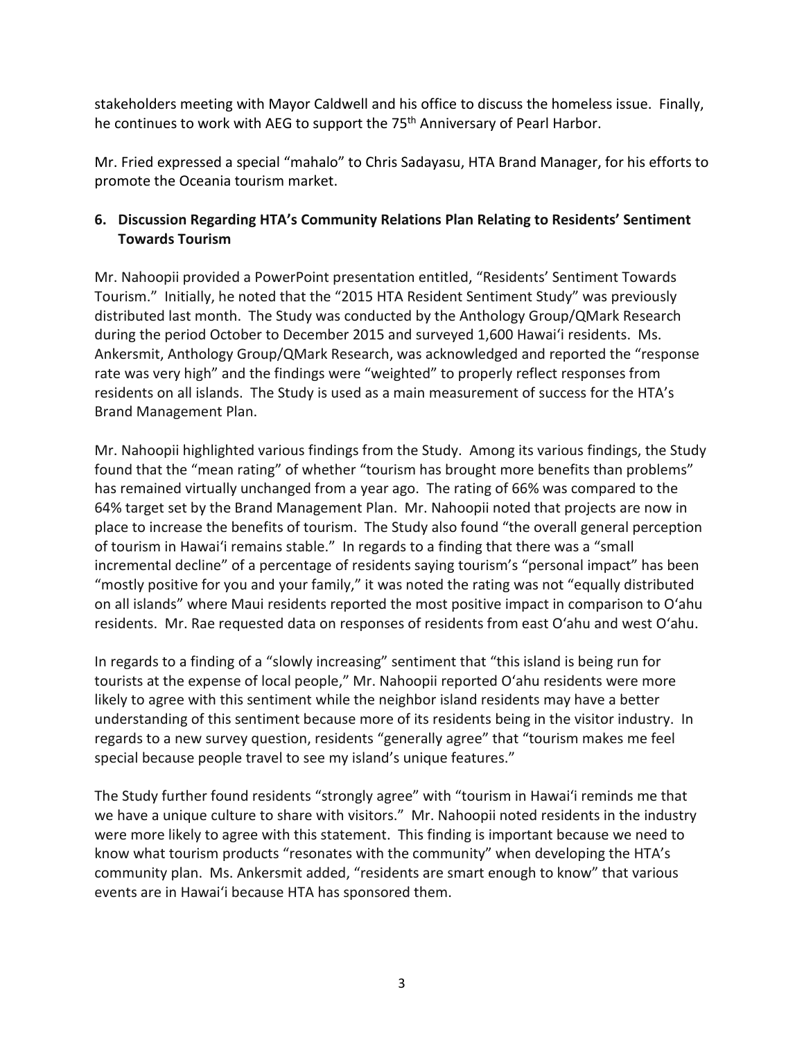stakeholders meeting with Mayor Caldwell and his office to discuss the homeless issue. Finally, he continues to work with AEG to support the 75th Anniversary of Pearl Harbor.

Mr. Fried expressed a special "mahalo" to Chris Sadayasu, HTA Brand Manager, for his efforts to promote the Oceania tourism market.

**6. Discussion Regarding HTA's Community Relations Plan Relating to Residents' Sentiment Towards Tourism**

Mr. Nahoopii provided a PowerPoint presentation entitled, "Residents' Sentiment Towards Tourism." Initially, he noted that the "2015 HTA Resident Sentiment Study" was previously distributed last month. The Study was conducted by the Anthology Group/QMark Research during the period October to December 2015 and surveyed 1,600 Hawai'i residents. Ms. Ankersmit, Anthology Group/QMark Research, was acknowledged and reported the "response rate was very high" and the findings were "weighted" to properly reflect responses from residents on all islands. The Study is used as a main measurement of success for the HTA's Brand Management Plan.

Mr. Nahoopii highlighted various findings from the Study. Among its various findings, the Study found that the "mean rating" of whether "tourism has brought more benefits than problems" has remained virtually unchanged from a year ago. The rating of 66% was compared to the 64% target set by the Brand Management Plan. Mr. Nahoopii noted that projects are now in place to increase the benefits of tourism. The Study also found "the overall general perception of tourism in Hawai'i remains stable." In regards to a finding that there was a "small incremental decline" of a percentage of residents saying tourism's "personal impact" has been "mostly positive for you and your family," it was noted the rating was not "equally distributed on all islands" where Maui residents reported the most positive impact in comparison to O'ahu residents. Mr. Rae requested data on responses of residents from east O'ahu and west O'ahu.

In regards to a finding of a "slowly increasing" sentiment that "this island is being run for tourists at the expense of local people," Mr. Nahoopii reported O'ahu residents were more likely to agree with this sentiment while the neighbor island residents may have a better understanding of this sentiment because more of its residents being in the visitor industry. In regards to a new survey question, residents "generally agree" that "tourism makes me feel special because people travel to see my island's unique features."

The Study further found residents "strongly agree" with "tourism in Hawai'i reminds me that we have a unique culture to share with visitors." Mr. Nahoopii noted residents in the industry were more likely to agree with this statement. This finding is important because we need to know what tourism products "resonates with the community" when developing the HTA's community plan. Ms. Ankersmit added, "residents are smart enough to know" that various events are in Hawai'i because HTA has sponsored them.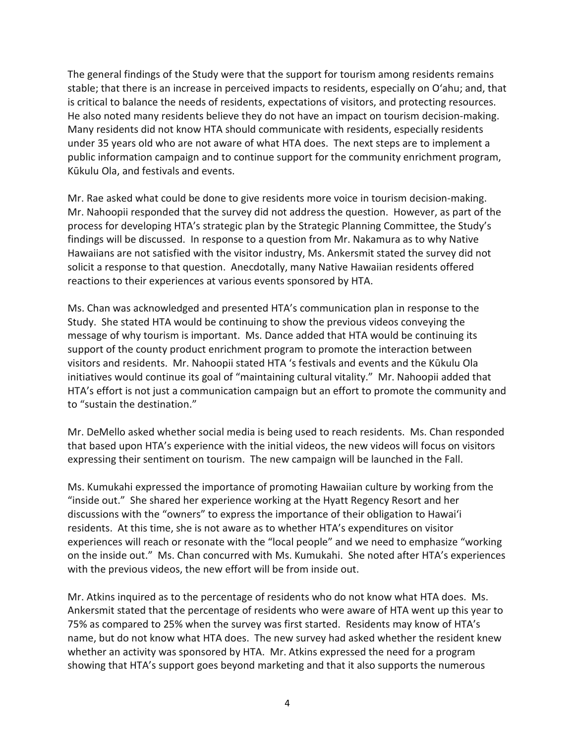The general findings of the Study were that the support for tourism among residents remains stable; that there is an increase in perceived impacts to residents, especially on O'ahu; and, that is critical to balance the needs of residents, expectations of visitors, and protecting resources. He also noted many residents believe they do not have an impact on tourism decision-making. Many residents did not know HTA should communicate with residents, especially residents under 35 years old who are not aware of what HTA does. The next steps are to implement a public information campaign and to continue support for the community enrichment program, Kūkulu Ola, and festivals and events.

Mr. Rae asked what could be done to give residents more voice in tourism decision-making. Mr. Nahoopii responded that the survey did not address the question. However, as part of the process for developing HTA's strategic plan by the Strategic Planning Committee, the Study's findings will be discussed. In response to a question from Mr. Nakamura as to why Native Hawaiians are not satisfied with the visitor industry, Ms. Ankersmit stated the survey did not solicit a response to that question. Anecdotally, many Native Hawaiian residents offered reactions to their experiences at various events sponsored by HTA.

Ms. Chan was acknowledged and presented HTA's communication plan in response to the Study. She stated HTA would be continuing to show the previous videos conveying the message of why tourism is important. Ms. Dance added that HTA would be continuing its support of the county product enrichment program to promote the interaction between visitors and residents. Mr. Nahoopii stated HTA 's festivals and events and the Kūkulu Ola initiatives would continue its goal of "maintaining cultural vitality." Mr. Nahoopii added that HTA's effort is not just a communication campaign but an effort to promote the community and to "sustain the destination."

Mr. DeMello asked whether social media is being used to reach residents. Ms. Chan responded that based upon HTA's experience with the initial videos, the new videos will focus on visitors expressing their sentiment on tourism. The new campaign will be launched in the Fall.

Ms. Kumukahi expressed the importance of promoting Hawaiian culture by working from the "inside out." She shared her experience working at the Hyatt Regency Resort and her discussions with the "owners" to express the importance of their obligation to Hawai'i residents. At this time, she is not aware as to whether HTA's expenditures on visitor experiences will reach or resonate with the "local people" and we need to emphasize "working on the inside out." Ms. Chan concurred with Ms. Kumukahi. She noted after HTA's experiences with the previous videos, the new effort will be from inside out.

Mr. Atkins inquired as to the percentage of residents who do not know what HTA does. Ms. Ankersmit stated that the percentage of residents who were aware of HTA went up this year to 75% as compared to 25% when the survey was first started. Residents may know of HTA's name, but do not know what HTA does. The new survey had asked whether the resident knew whether an activity was sponsored by HTA. Mr. Atkins expressed the need for a program showing that HTA's support goes beyond marketing and that it also supports the numerous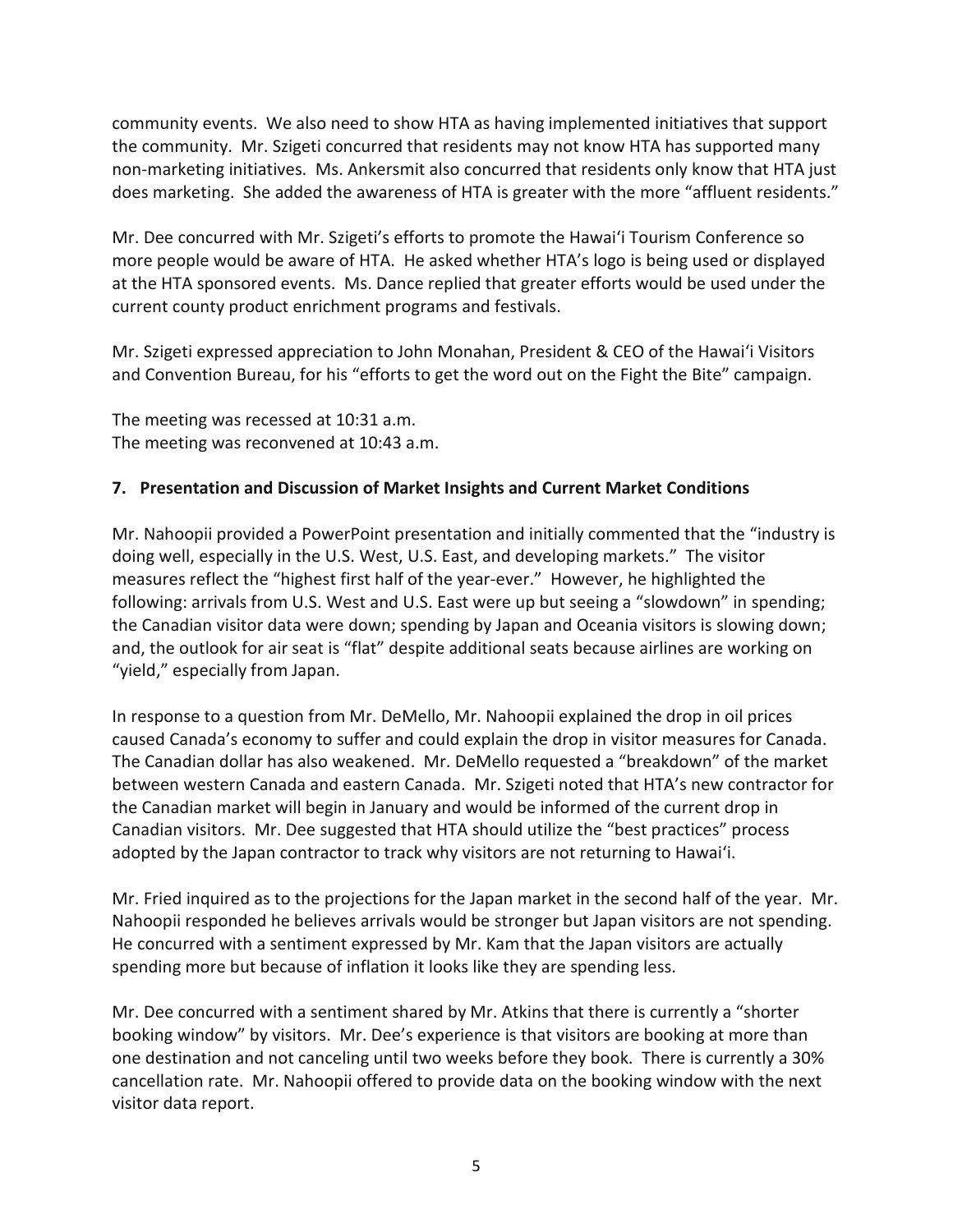community events. We also need to show HTA as having implemented initiatives that support the community. Mr. Szigeti concurred that residents may not know HTA has supported many non-marketing initiatives. Ms. Ankersmit also concurred that residents only know that HTA just does marketing. She added the awareness of HTA is greater with the more "affluent residents."

Mr. Dee concurred with Mr. Szigeti's efforts to promote the Hawai'i Tourism Conference so more people would be aware of HTA. He asked whether HTA's logo is being used or displayed at the HTA sponsored events. Ms. Dance replied that greater efforts would be used under the current county product enrichment programs and festivals.

Mr. Szigeti expressed appreciation to John Monahan, President & CEO of the Hawai'i Visitors and Convention Bureau, for his "efforts to get the word out on the Fight the Bite" campaign.

The meeting was recessed at 10:31 a.m.
The meeting was reconvened at 10:43 a.m.

**7. Presentation and Discussion of Market Insights and Current Market Conditions**

Mr. Nahoopii provided a PowerPoint presentation and initially commented that the "industry is doing well, especially in the U.S. West, U.S. East, and developing markets." The visitor measures reflect the "highest first half of the year-ever." However, he highlighted the following: arrivals from U.S. West and U.S. East were up but seeing a "slowdown" in spending; the Canadian visitor data were down; spending by Japan and Oceania visitors is slowing down; and, the outlook for air seat is "flat" despite additional seats because airlines are working on "yield," especially from Japan.

In response to a question from Mr. DeMello, Mr. Nahoopii explained the drop in oil prices caused Canada's economy to suffer and could explain the drop in visitor measures for Canada. The Canadian dollar has also weakened. Mr. DeMello requested a "breakdown" of the market between western Canada and eastern Canada. Mr. Szigeti noted that HTA's new contractor for the Canadian market will begin in January and would be informed of the current drop in Canadian visitors. Mr. Dee suggested that HTA should utilize the "best practices" process adopted by the Japan contractor to track why visitors are not returning to Hawai'i.

Mr. Fried inquired as to the projections for the Japan market in the second half of the year. Mr. Nahoopii responded he believes arrivals would be stronger but Japan visitors are not spending. He concurred with a sentiment expressed by Mr. Kam that the Japan visitors are actually spending more but because of inflation it looks like they are spending less.

Mr. Dee concurred with a sentiment shared by Mr. Atkins that there is currently a "shorter booking window" by visitors. Mr. Dee's experience is that visitors are booking at more than one destination and not canceling until two weeks before they book. There is currently a 30% cancellation rate. Mr. Nahoopii offered to provide data on the booking window with the next visitor data report.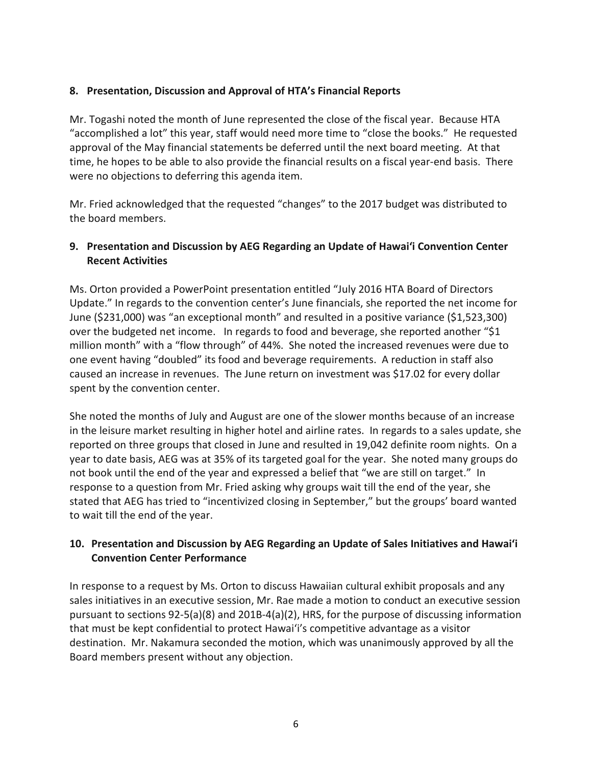## 8. Presentation, Discussion and Approval of HTA's Financial Reports

Mr. Togashi noted the month of June represented the close of the fiscal year. Because HTA "accomplished a lot" this year, staff would need more time to "close the books." He requested approval of the May financial statements be deferred until the next board meeting. At that time, he hopes to be able to also provide the financial results on a fiscal year-end basis. There were no objections to deferring this agenda item.

Mr. Fried acknowledged that the requested "changes" to the 2017 budget was distributed to the board members.

## 9. Presentation and Discussion by AEG Regarding an Update of Hawai'i Convention Center Recent Activities

Ms. Orton provided a PowerPoint presentation entitled "July 2016 HTA Board of Directors Update." In regards to the convention center's June financials, she reported the net income for June ($231,000) was "an exceptional month" and resulted in a positive variance ($1,523,300) over the budgeted net income. In regards to food and beverage, she reported another "$1 million month" with a "flow through" of 44%. She noted the increased revenues were due to one event having "doubled" its food and beverage requirements. A reduction in staff also caused an increase in revenues. The June return on investment was $17.02 for every dollar spent by the convention center.

She noted the months of July and August are one of the slower months because of an increase in the leisure market resulting in higher hotel and airline rates. In regards to a sales update, she reported on three groups that closed in June and resulted in 19,042 definite room nights. On a year to date basis, AEG was at 35% of its targeted goal for the year. She noted many groups do not book until the end of the year and expressed a belief that "we are still on target." In response to a question from Mr. Fried asking why groups wait till the end of the year, she stated that AEG has tried to "incentivized closing in September," but the groups' board wanted to wait till the end of the year.

## 10. Presentation and Discussion by AEG Regarding an Update of Sales Initiatives and Hawai'i Convention Center Performance

In response to a request by Ms. Orton to discuss Hawaiian cultural exhibit proposals and any sales initiatives in an executive session, Mr. Rae made a motion to conduct an executive session pursuant to sections 92-5(a)(8) and 201B-4(a)(2), HRS, for the purpose of discussing information that must be kept confidential to protect Hawai'i's competitive advantage as a visitor destination. Mr. Nakamura seconded the motion, which was unanimously approved by all the Board members present without any objection.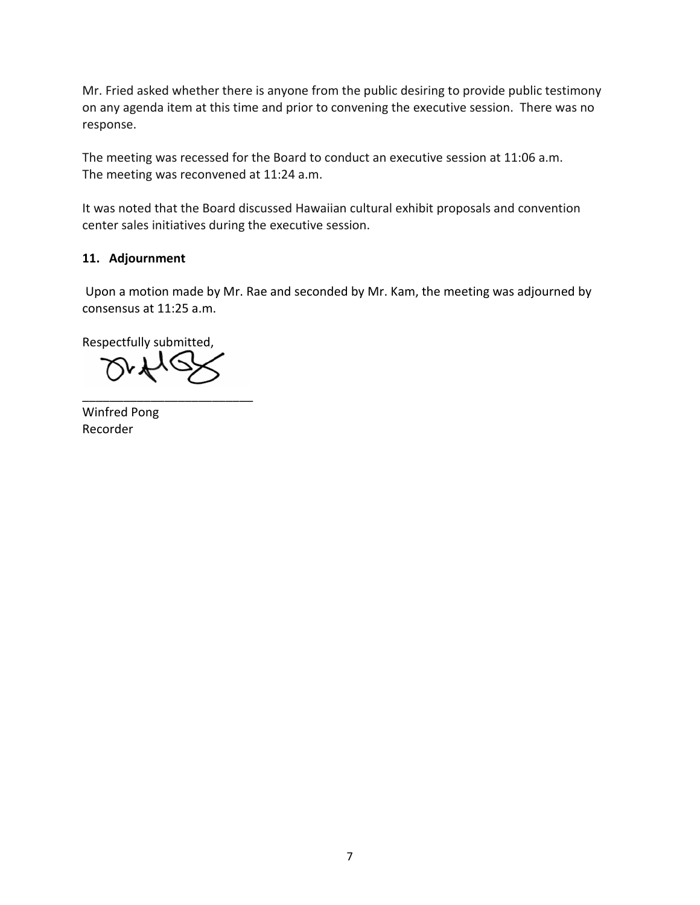Mr. Fried asked whether there is anyone from the public desiring to provide public testimony on any agenda item at this time and prior to convening the executive session. There was no response.

The meeting was recessed for the Board to conduct an executive session at 11:06 a.m.
The meeting was reconvened at 11:24 a.m.

It was noted that the Board discussed Hawaiian cultural exhibit proposals and convention center sales initiatives during the executive session.

**11. Adjournment**

Upon a motion made by Mr. Rae and seconded by Mr. Kam, the meeting was adjourned by consensus at 11:25 a.m.

Respectfully submitted,

_________________________

Winfred Pong
Recorder